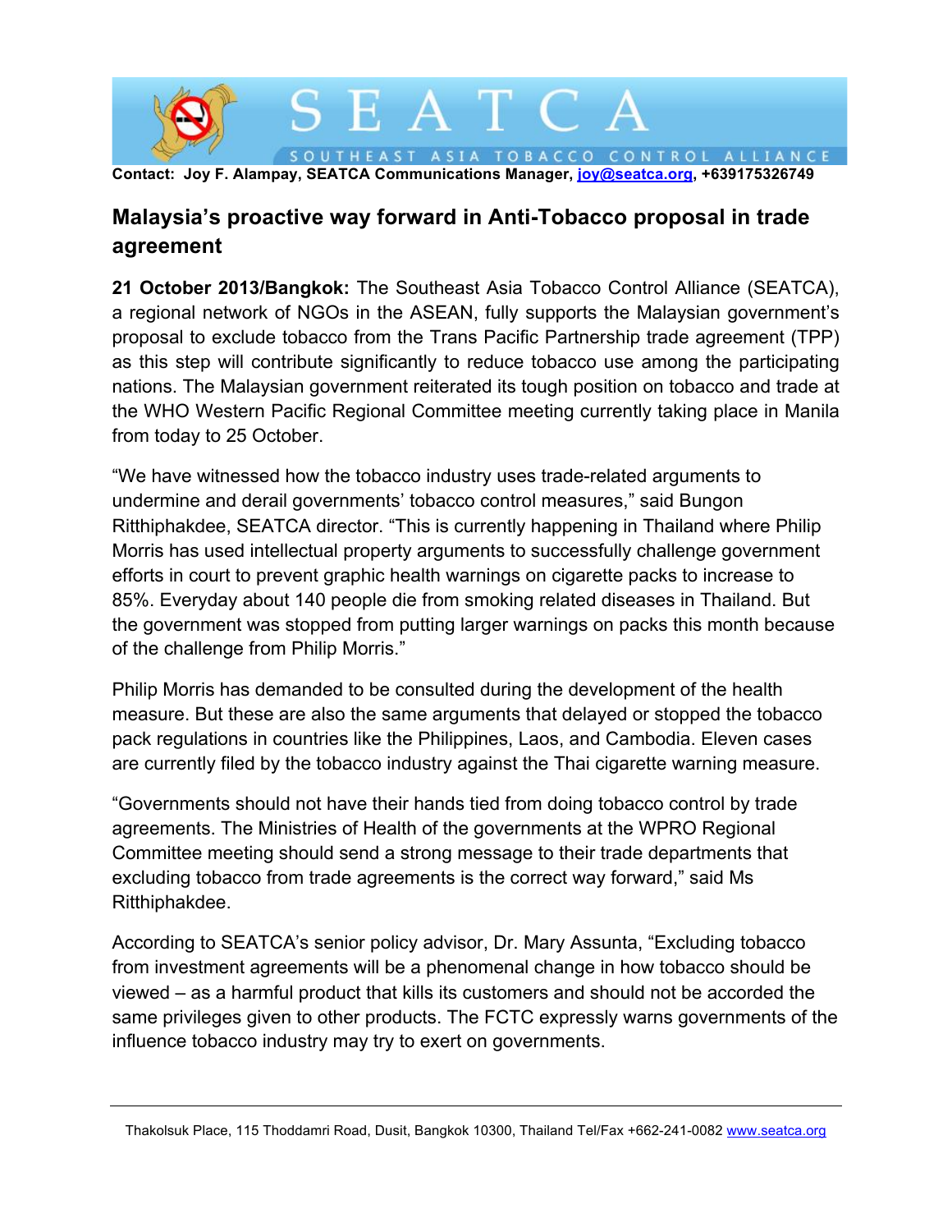SEATCA

SOUTHEAST ASIA TOBACCO CONTROL ALLIANCE

**Contact: Joy F. Alampay, SEATCA Communications Manager, joy@seatca.org, +639175326749**

# Malaysia's proactive way forward in Anti-Tobacco proposal in trade agreement

**21 October 2013/Bangkok:** The Southeast Asia Tobacco Control Alliance (SEATCA), a regional network of NGOs in the ASEAN, fully supports the Malaysian government's proposal to exclude tobacco from the Trans Pacific Partnership trade agreement (TPP) as this step will contribute significantly to reduce tobacco use among the participating nations. The Malaysian government reiterated its tough position on tobacco and trade at the WHO Western Pacific Regional Committee meeting currently taking place in Manila from today to 25 October.

"We have witnessed how the tobacco industry uses trade-related arguments to undermine and derail governments' tobacco control measures," said Bungon Ritthiphakdee, SEATCA director. "This is currently happening in Thailand where Philip Morris has used intellectual property arguments to successfully challenge government efforts in court to prevent graphic health warnings on cigarette packs to increase to 85%. Everyday about 140 people die from smoking related diseases in Thailand. But the government was stopped from putting larger warnings on packs this month because of the challenge from Philip Morris."

Philip Morris has demanded to be consulted during the development of the health measure. But these are also the same arguments that delayed or stopped the tobacco pack regulations in countries like the Philippines, Laos, and Cambodia. Eleven cases are currently filed by the tobacco industry against the Thai cigarette warning measure.

"Governments should not have their hands tied from doing tobacco control by trade agreements. The Ministries of Health of the governments at the WPRO Regional Committee meeting should send a strong message to their trade departments that excluding tobacco from trade agreements is the correct way forward," said Ms Ritthiphakdee.

According to SEATCA's senior policy advisor, Dr. Mary Assunta, "Excluding tobacco from investment agreements will be a phenomenal change in how tobacco should be viewed – as a harmful product that kills its customers and should not be accorded the same privileges given to other products. The FCTC expressly warns governments of the influence tobacco industry may try to exert on governments.

Thakolsuk Place, 115 Thoddamri Road, Dusit, Bangkok 10300, Thailand Tel/Fax +662-241-0082 www.seatca.org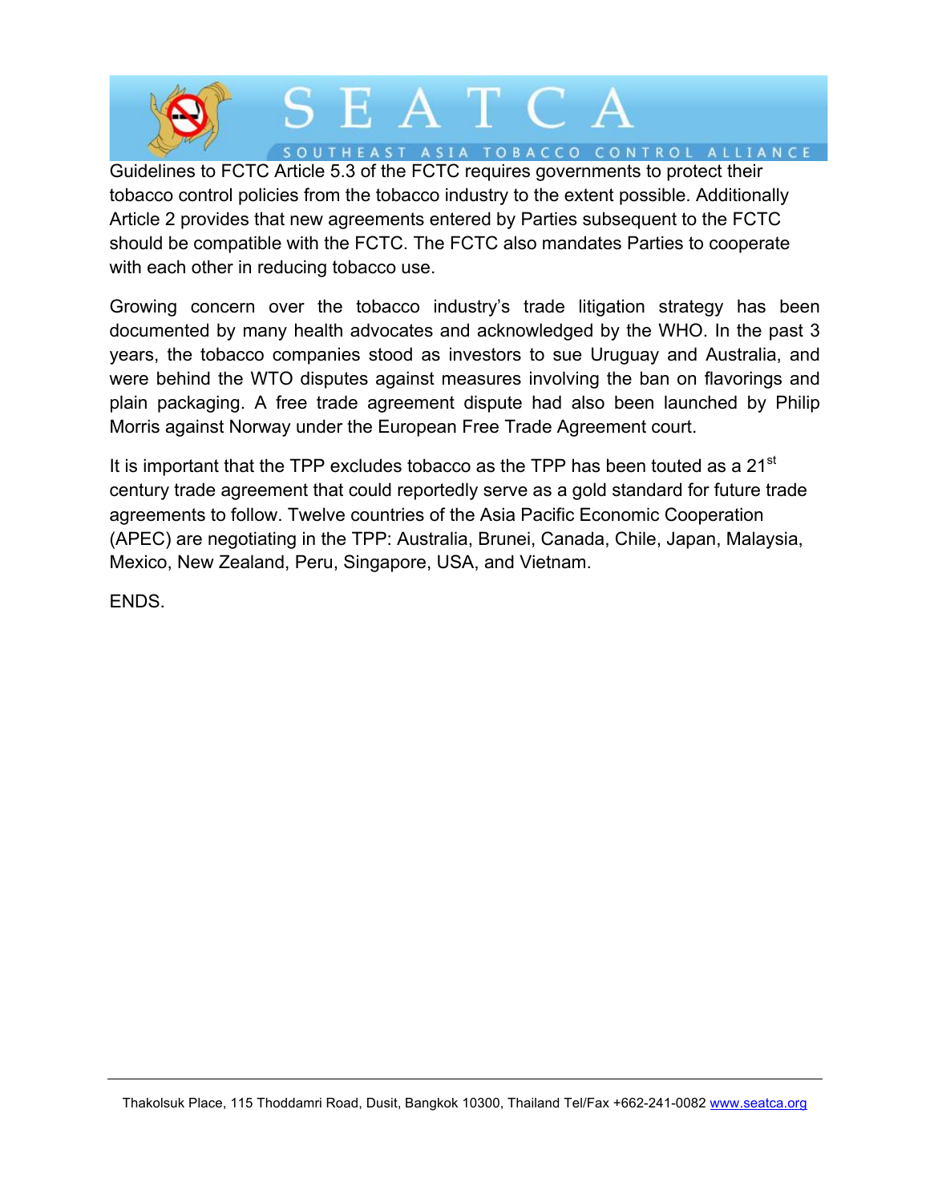Guidelines to FCTC Article 5.3 of the FCTC requires governments to protect their tobacco control policies from the tobacco industry to the extent possible. Additionally Article 2 provides that new agreements entered by Parties subsequent to the FCTC should be compatible with the FCTC. The FCTC also mandates Parties to cooperate with each other in reducing tobacco use.

Growing concern over the tobacco industry's trade litigation strategy has been documented by many health advocates and acknowledged by the WHO. In the past 3 years, the tobacco companies stood as investors to sue Uruguay and Australia, and were behind the WTO disputes against measures involving the ban on flavorings and plain packaging. A free trade agreement dispute had also been launched by Philip Morris against Norway under the European Free Trade Agreement court.

It is important that the TPP excludes tobacco as the TPP has been touted as a 21st century trade agreement that could reportedly serve as a gold standard for future trade agreements to follow. Twelve countries of the Asia Pacific Economic Cooperation (APEC) are negotiating in the TPP: Australia, Brunei, Canada, Chile, Japan, Malaysia, Mexico, New Zealand, Peru, Singapore, USA, and Vietnam.

ENDS.